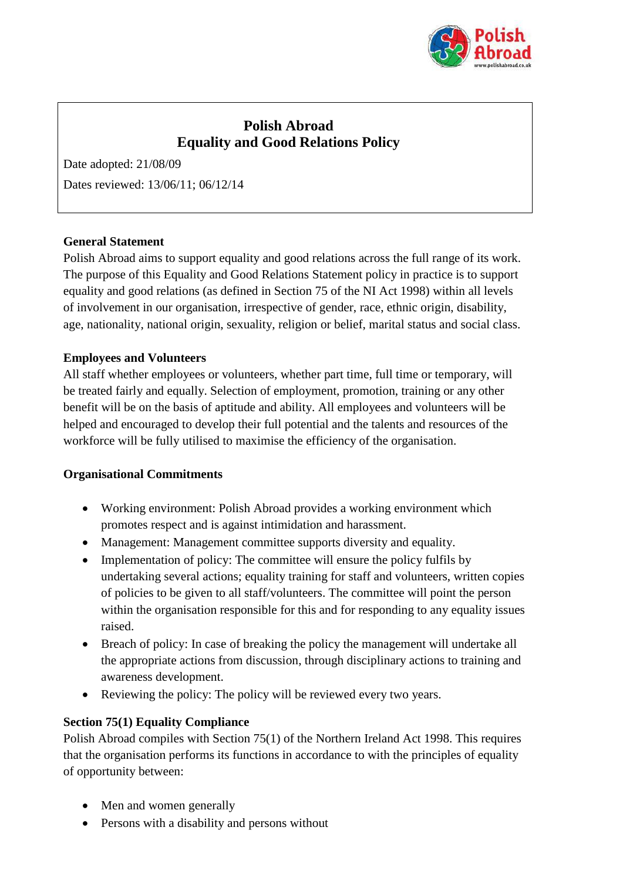# Polish Abroad
# Equality and Good Relations Policy

Date adopted: 21/08/09

Dates reviewed: 13/06/11; 06/12/14

## General Statement

Polish Abroad aims to support equality and good relations across the full range of its work. The purpose of this Equality and Good Relations Statement policy in practice is to support equality and good relations (as defined in Section 75 of the NI Act 1998) within all levels of involvement in our organisation, irrespective of gender, race, ethnic origin, disability, age, nationality, national origin, sexuality, religion or belief, marital status and social class.

## Employees and Volunteers

All staff whether employees or volunteers, whether part time, full time or temporary, will be treated fairly and equally. Selection of employment, promotion, training or any other benefit will be on the basis of aptitude and ability. All employees and volunteers will be helped and encouraged to develop their full potential and the talents and resources of the workforce will be fully utilised to maximise the efficiency of the organisation.

## Organisational Commitments

- Working environment: Polish Abroad provides a working environment which promotes respect and is against intimidation and harassment.
- Management: Management committee supports diversity and equality.
- Implementation of policy: The committee will ensure the policy fulfils by undertaking several actions; equality training for staff and volunteers, written copies of policies to be given to all staff/volunteers. The committee will point the person within the organisation responsible for this and for responding to any equality issues raised.
- Breach of policy: In case of breaking the policy the management will undertake all the appropriate actions from discussion, through disciplinary actions to training and awareness development.
- Reviewing the policy: The policy will be reviewed every two years.

## Section 75(1) Equality Compliance

Polish Abroad compiles with Section 75(1) of the Northern Ireland Act 1998. This requires that the organisation performs its functions in accordance to with the principles of equality of opportunity between:

- Men and women generally
- Persons with a disability and persons without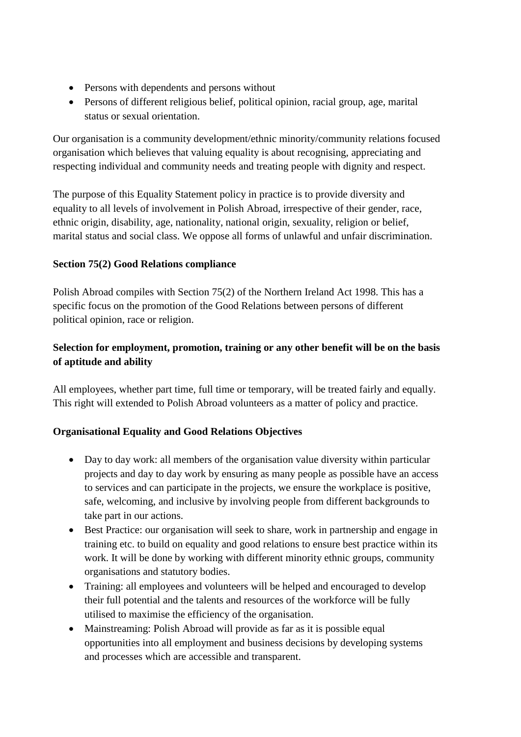- Persons with dependents and persons without
- Persons of different religious belief, political opinion, racial group, age, marital status or sexual orientation.

Our organisation is a community development/ethnic minority/community relations focused organisation which believes that valuing equality is about recognising, appreciating and respecting individual and community needs and treating people with dignity and respect.

The purpose of this Equality Statement policy in practice is to provide diversity and equality to all levels of involvement in Polish Abroad, irrespective of their gender, race, ethnic origin, disability, age, nationality, national origin, sexuality, religion or belief, marital status and social class. We oppose all forms of unlawful and unfair discrimination.

**Section 75(2) Good Relations compliance**

Polish Abroad compiles with Section 75(2) of the Northern Ireland Act 1998. This has a specific focus on the promotion of the Good Relations between persons of different political opinion, race or religion.

**Selection for employment, promotion, training or any other benefit will be on the basis of aptitude and ability**

All employees, whether part time, full time or temporary, will be treated fairly and equally. This right will extended to Polish Abroad volunteers as a matter of policy and practice.

**Organisational Equality and Good Relations Objectives**

- Day to day work: all members of the organisation value diversity within particular projects and day to day work by ensuring as many people as possible have an access to services and can participate in the projects, we ensure the workplace is positive, safe, welcoming, and inclusive by involving people from different backgrounds to take part in our actions.
- Best Practice: our organisation will seek to share, work in partnership and engage in training etc. to build on equality and good relations to ensure best practice within its work. It will be done by working with different minority ethnic groups, community organisations and statutory bodies.
- Training: all employees and volunteers will be helped and encouraged to develop their full potential and the talents and resources of the workforce will be fully utilised to maximise the efficiency of the organisation.
- Mainstreaming: Polish Abroad will provide as far as it is possible equal opportunities into all employment and business decisions by developing systems and processes which are accessible and transparent.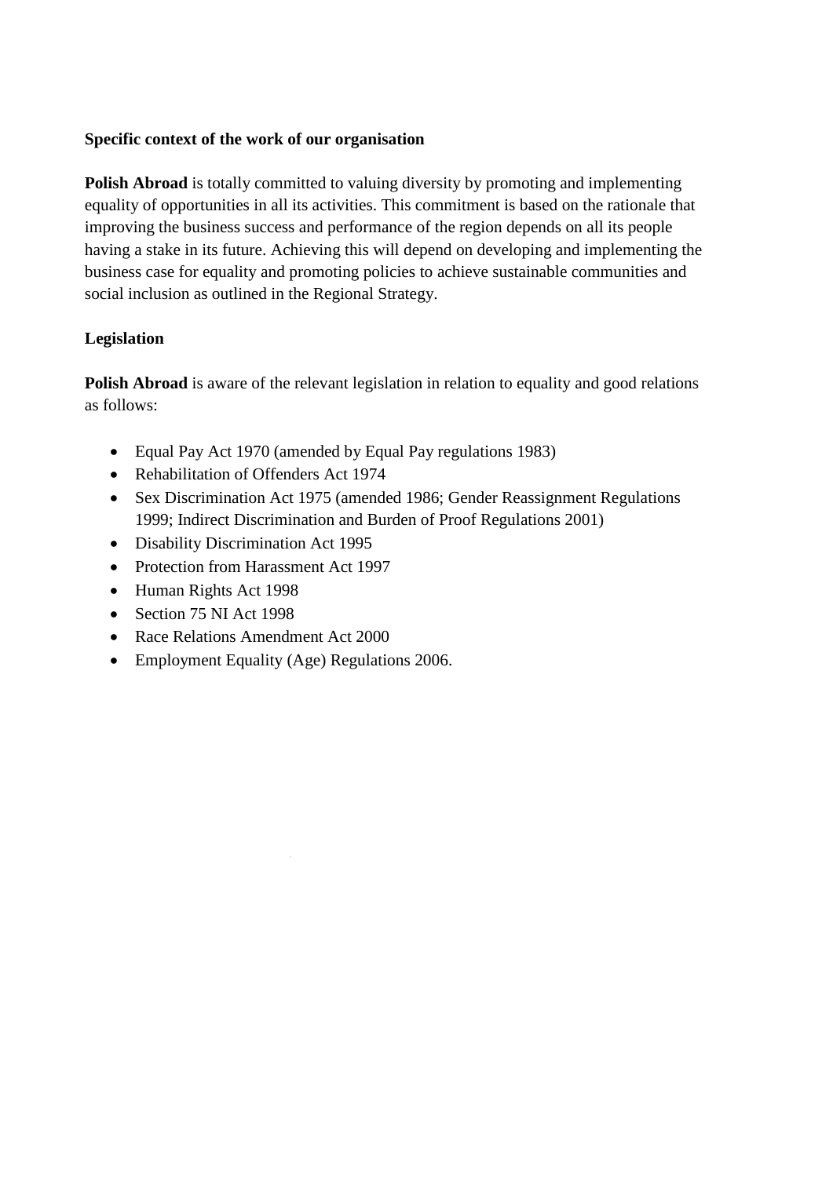**Specific context of the work of our organisation**

**Polish Abroad** is totally committed to valuing diversity by promoting and implementing equality of opportunities in all its activities. This commitment is based on the rationale that improving the business success and performance of the region depends on all its people having a stake in its future. Achieving this will depend on developing and implementing the business case for equality and promoting policies to achieve sustainable communities and social inclusion as outlined in the Regional Strategy.

**Legislation**

**Polish Abroad** is aware of the relevant legislation in relation to equality and good relations as follows:

- Equal Pay Act 1970 (amended by Equal Pay regulations 1983)
- Rehabilitation of Offenders Act 1974
- Sex Discrimination Act 1975 (amended 1986; Gender Reassignment Regulations 1999; Indirect Discrimination and Burden of Proof Regulations 2001)
- Disability Discrimination Act 1995
- Protection from Harassment Act 1997
- Human Rights Act 1998
- Section 75 NI Act 1998
- Race Relations Amendment Act 2000
- Employment Equality (Age) Regulations 2006.